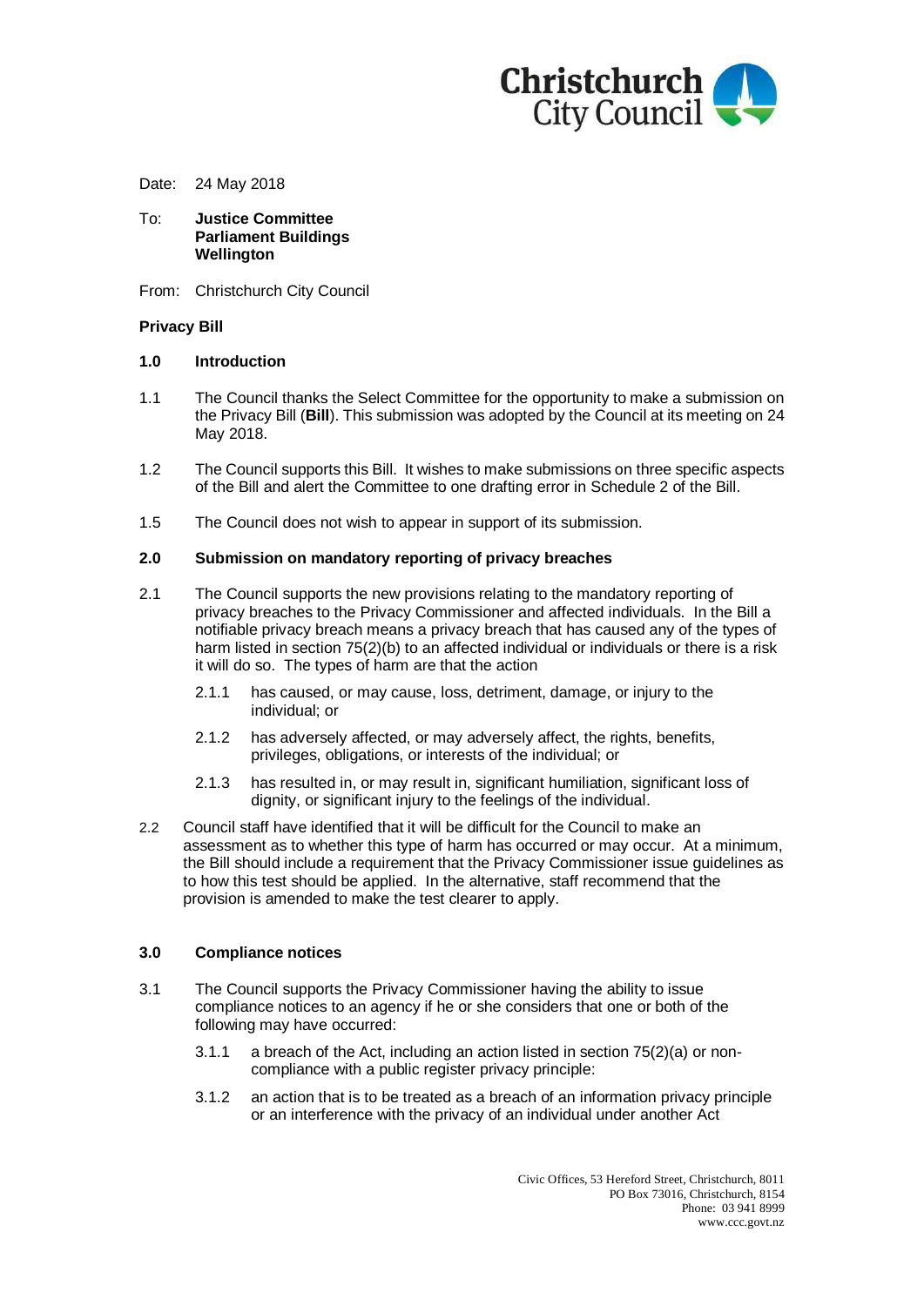Date: 24 May 2018

To: **Justice Committee**
**Parliament Buildings**
**Wellington**

From: Christchurch City Council

**Privacy Bill**

## 1.0 Introduction

1.1 The Council thanks the Select Committee for the opportunity to make a submission on the Privacy Bill (**Bill**). This submission was adopted by the Council at its meeting on 24 May 2018.

1.2 The Council supports this Bill. It wishes to make submissions on three specific aspects of the Bill and alert the Committee to one drafting error in Schedule 2 of the Bill.

1.5 The Council does not wish to appear in support of its submission.

## 2.0 Submission on mandatory reporting of privacy breaches

2.1 The Council supports the new provisions relating to the mandatory reporting of privacy breaches to the Privacy Commissioner and affected individuals. In the Bill a notifiable privacy breach means a privacy breach that has caused any of the types of harm listed in section 75(2)(b) to an affected individual or individuals or there is a risk it will do so. The types of harm are that the action

- 2.1.1 has caused, or may cause, loss, detriment, damage, or injury to the individual; or
- 2.1.2 has adversely affected, or may adversely affect, the rights, benefits, privileges, obligations, or interests of the individual; or
- 2.1.3 has resulted in, or may result in, significant humiliation, significant loss of dignity, or significant injury to the feelings of the individual.

2.2 Council staff have identified that it will be difficult for the Council to make an assessment as to whether this type of harm has occurred or may occur. At a minimum, the Bill should include a requirement that the Privacy Commissioner issue guidelines as to how this test should be applied. In the alternative, staff recommend that the provision is amended to make the test clearer to apply.

## 3.0 Compliance notices

3.1 The Council supports the Privacy Commissioner having the ability to issue compliance notices to an agency if he or she considers that one or both of the following may have occurred:

- 3.1.1 a breach of the Act, including an action listed in section 75(2)(a) or non-compliance with a public register privacy principle:
- 3.1.2 an action that is to be treated as a breach of an information privacy principle or an interference with the privacy of an individual under another Act

Civic Offices, 53 Hereford Street, Christchurch, 8011
PO Box 73016, Christchurch, 8154
Phone: 03 941 8999
www.ccc.govt.nz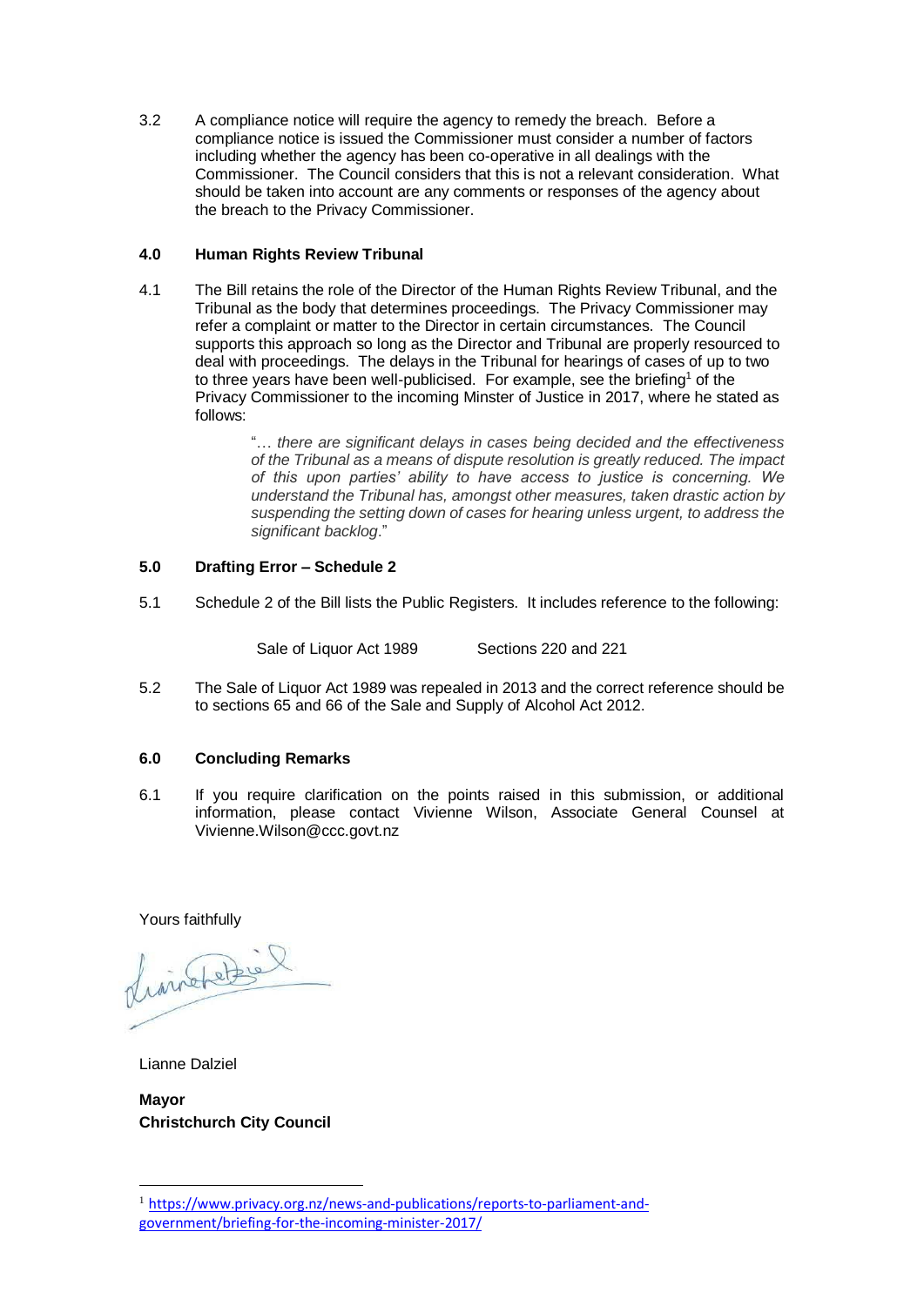3.2 A compliance notice will require the agency to remedy the breach. Before a compliance notice is issued the Commissioner must consider a number of factors including whether the agency has been co-operative in all dealings with the Commissioner. The Council considers that this is not a relevant consideration. What should be taken into account are any comments or responses of the agency about the breach to the Privacy Commissioner.

## 4.0 Human Rights Review Tribunal

4.1 The Bill retains the role of the Director of the Human Rights Review Tribunal, and the Tribunal as the body that determines proceedings. The Privacy Commissioner may refer a complaint or matter to the Director in certain circumstances. The Council supports this approach so long as the Director and Tribunal are properly resourced to deal with proceedings. The delays in the Tribunal for hearings of cases of up to two to three years have been well-publicised. For example, see the briefing[1] of the Privacy Commissioner to the incoming Minster of Justice in 2017, where he stated as follows:

> "*… there are significant delays in cases being decided and the effectiveness of the Tribunal as a means of dispute resolution is greatly reduced. The impact of this upon parties' ability to have access to justice is concerning. We understand the Tribunal has, amongst other measures, taken drastic action by suspending the setting down of cases for hearing unless urgent, to address the significant backlog*."

## 5.0 Drafting Error – Schedule 2

5.1 Schedule 2 of the Bill lists the Public Registers. It includes reference to the following:

| | |
|---|---|
| Sale of Liquor Act 1989 | Sections 220 and 221 |

5.2 The Sale of Liquor Act 1989 was repealed in 2013 and the correct reference should be to sections 65 and 66 of the Sale and Supply of Alcohol Act 2012.

## 6.0 Concluding Remarks

6.1 If you require clarification on the points raised in this submission, or additional information, please contact Vivienne Wilson, Associate General Counsel at Vivienne.Wilson@ccc.govt.nz

Yours faithfully

Lianne Dalziel

**Mayor**
**Christchurch City Council**

---

[1] https://www.privacy.org.nz/news-and-publications/reports-to-parliament-and-government/briefing-for-the-incoming-minister-2017/